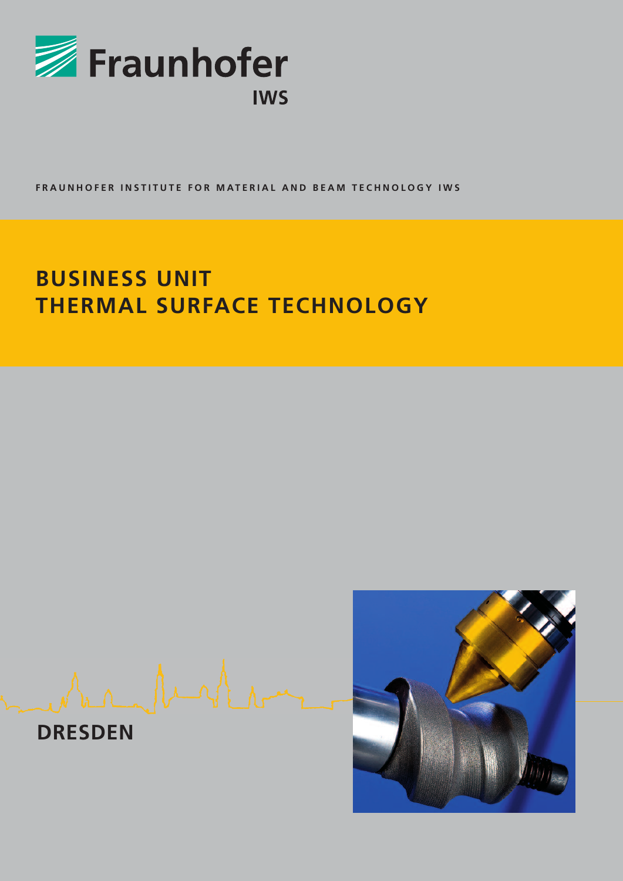Fraunhofer

IWS

FRAUNHOFER INSTITUTE FOR MATERIAL AND BEAM TECHNOLOGY IWS

# BUSINESS UNIT THERMAL SURFACE TECHNOLOGY

DRESDEN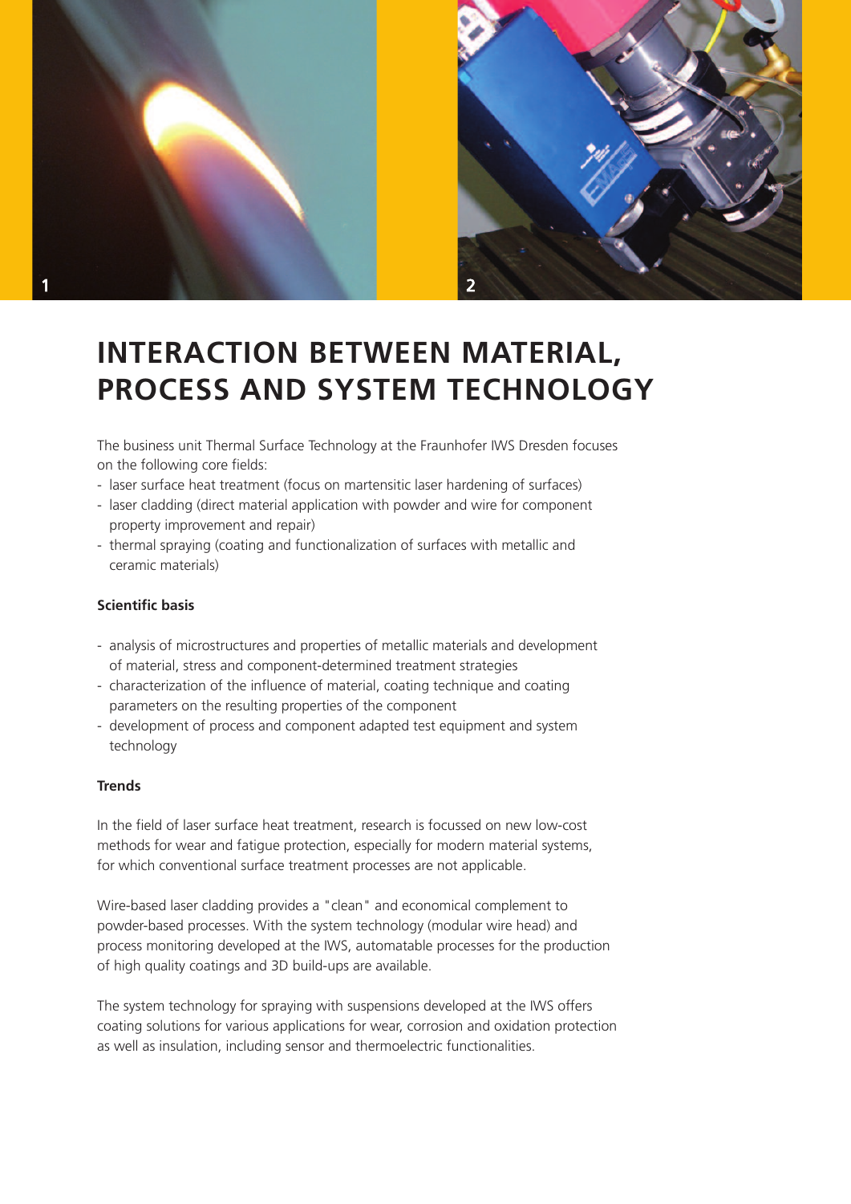# INTERACTION BETWEEN MATERIAL, PROCESS AND SYSTEM TECHNOLOGY

The business unit Thermal Surface Technology at the Fraunhofer IWS Dresden focuses on the following core fields:

- laser surface heat treatment (focus on martensitic laser hardening of surfaces)
- laser cladding (direct material application with powder and wire for component property improvement and repair)
- thermal spraying (coating and functionalization of surfaces with metallic and ceramic materials)

**Scientific basis**

- analysis of microstructures and properties of metallic materials and development of material, stress and component-determined treatment strategies
- characterization of the influence of material, coating technique and coating parameters on the resulting properties of the component
- development of process and component adapted test equipment and system technology

**Trends**

In the field of laser surface heat treatment, research is focussed on new low-cost methods for wear and fatigue protection, especially for modern material systems, for which conventional surface treatment processes are not applicable.

Wire-based laser cladding provides a "clean" and economical complement to powder-based processes. With the system technology (modular wire head) and process monitoring developed at the IWS, automatable processes for the production of high quality coatings and 3D build-ups are available.

The system technology for spraying with suspensions developed at the IWS offers coating solutions for various applications for wear, corrosion and oxidation protection as well as insulation, including sensor and thermoelectric functionalities.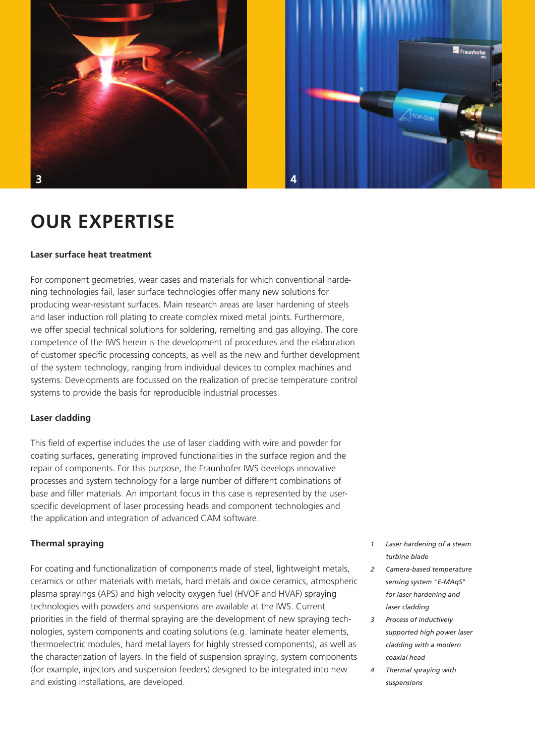# OUR EXPERTISE

**Laser surface heat treatment**

For component geometries, wear cases and materials for which conventional hardening technologies fail, laser surface technologies offer many new solutions for producing wear-resistant surfaces. Main research areas are laser hardening of steels and laser induction roll plating to create complex mixed metal joints. Furthermore, we offer special technical solutions for soldering, remelting and gas alloying. The core competence of the IWS herein is the development of procedures and the elaboration of customer specific processing concepts, as well as the new and further development of the system technology, ranging from individual devices to complex machines and systems. Developments are focussed on the realization of precise temperature control systems to provide the basis for reproducible industrial processes.

**Laser cladding**

This field of expertise includes the use of laser cladding with wire and powder for coating surfaces, generating improved functionalities in the surface region and the repair of components. For this purpose, the Fraunhofer IWS develops innovative processes and system technology for a large number of different combinations of base and filler materials. An important focus in this case is represented by the user-specific development of laser processing heads and component technologies and the application and integration of advanced CAM software.

**Thermal spraying**

For coating and functionalization of components made of steel, lightweight metals, ceramics or other materials with metals, hard metals and oxide ceramics, atmospheric plasma sprayings (APS) and high velocity oxygen fuel (HVOF and HVAF) spraying technologies with powders and suspensions are available at the IWS. Current priorities in the field of thermal spraying are the development of new spraying technologies, system components and coating solutions (e.g. laminate heater elements, thermoelectric modules, hard metal layers for highly stressed components), as well as the characterization of layers. In the field of suspension spraying, system components (for example, injectors and suspension feeders) designed to be integrated into new and existing installations, are developed.

1. *Laser hardening of a steam turbine blade*
2. *Camera-based temperature sensing system "E-MAqS" for laser hardening and laser cladding*
3. *Process of inductively supported high power laser cladding with a modern coaxial head*
4. *Thermal spraying with suspensions*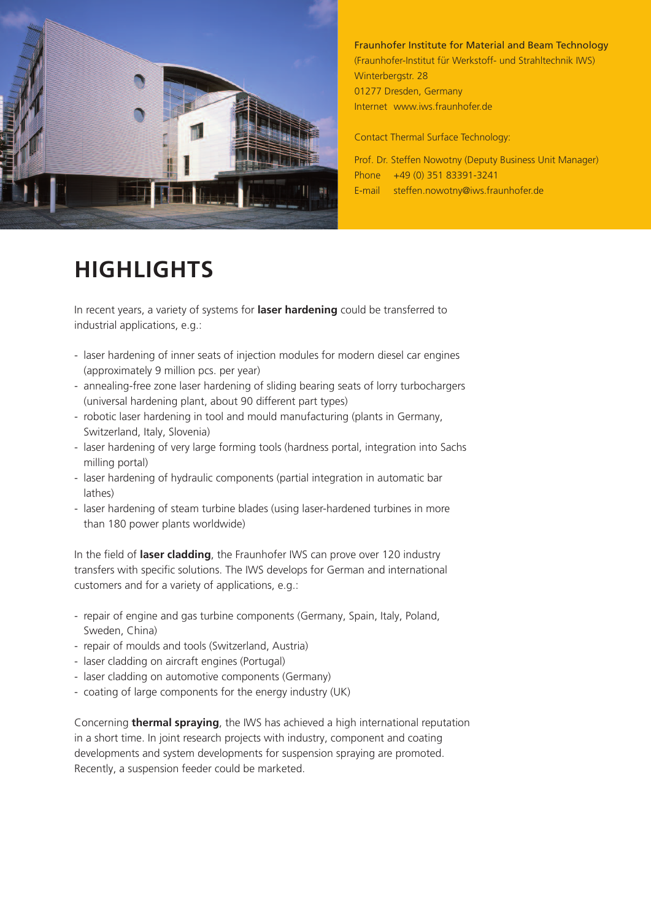Fraunhofer Institute for Material and Beam Technology
(Fraunhofer-Institut für Werkstoff- und Strahltechnik IWS)
Winterbergstr. 28
01277 Dresden, Germany
Internet www.iws.fraunhofer.de

Contact Thermal Surface Technology:

Prof. Dr. Steffen Nowotny (Deputy Business Unit Manager)
Phone +49 (0) 351 83391-3241
E-mail steffen.nowotny@iws.fraunhofer.de

# HIGHLIGHTS

In recent years, a variety of systems for **laser hardening** could be transferred to industrial applications, e.g.:

- laser hardening of inner seats of injection modules for modern diesel car engines (approximately 9 million pcs. per year)
- annealing-free zone laser hardening of sliding bearing seats of lorry turbochargers (universal hardening plant, about 90 different part types)
- robotic laser hardening in tool and mould manufacturing (plants in Germany, Switzerland, Italy, Slovenia)
- laser hardening of very large forming tools (hardness portal, integration into Sachs milling portal)
- laser hardening of hydraulic components (partial integration in automatic bar lathes)
- laser hardening of steam turbine blades (using laser-hardened turbines in more than 180 power plants worldwide)

In the field of **laser cladding**, the Fraunhofer IWS can prove over 120 industry transfers with specific solutions. The IWS develops for German and international customers and for a variety of applications, e.g.:

- repair of engine and gas turbine components (Germany, Spain, Italy, Poland, Sweden, China)
- repair of moulds and tools (Switzerland, Austria)
- laser cladding on aircraft engines (Portugal)
- laser cladding on automotive components (Germany)
- coating of large components for the energy industry (UK)

Concerning **thermal spraying**, the IWS has achieved a high international reputation in a short time. In joint research projects with industry, component and coating developments and system developments for suspension spraying are promoted. Recently, a suspension feeder could be marketed.